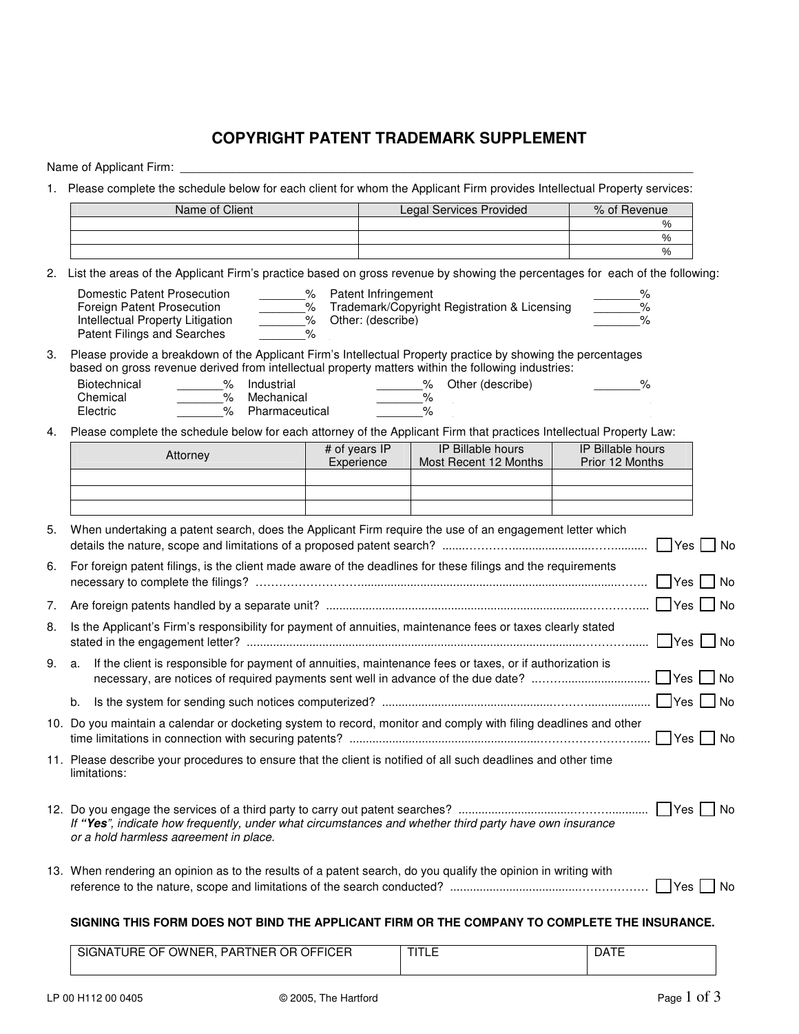# COPYRIGHT PATENT TRADEMARK SUPPLEMENT

Name of Applicant Firm: ___________________________________________________________________________

1. Please complete the schedule below for each client for whom the Applicant Firm provides Intellectual Property services:

| Name of Client | Legal Services Provided | % of Revenue |
|---|---|---|
| | | % |
| | | % |
| | | % |

2. List the areas of the Applicant Firm's practice based on gross revenue by showing the percentages for each of the following:

   Domestic Patent Prosecution _______%
   Foreign Patent Prosecution _______%
   Intellectual Property Litigation _______%
   Patent Filings and Searches _______%
   Patent Infringement _______%
   Trademark/Copyright Registration & Licensing _______%
   Other: (describe) _______%

3. Please provide a breakdown of the Applicant Firm's Intellectual Property practice by showing the percentages based on gross revenue derived from intellectual property matters within the following industries:

   Biotechnical _______%
   Chemical _______%
   Electric _______%
   Industrial _______%
   Mechanical _______%
   Pharmaceutical _______%
   Other (describe) _______%

4. Please complete the schedule below for each attorney of the Applicant Firm that practices Intellectual Property Law:

| Attorney | # of years IP Experience | IP Billable hours Most Recent 12 Months | IP Billable hours Prior 12 Months |
|---|---|---|---|
| | | | |
| | | | |
| | | | |

5. When undertaking a patent search, does the Applicant Firm require the use of an engagement letter which details the nature, scope and limitations of a proposed patent search? ☐ Yes ☐ No

6. For foreign patent filings, is the client made aware of the deadlines for these filings and the requirements necessary to complete the filings? ☐ Yes ☐ No

7. Are foreign patents handled by a separate unit? ☐ Yes ☐ No

8. Is the Applicant's Firm's responsibility for payment of annuities, maintenance fees or taxes clearly stated stated in the engagement letter? ☐ Yes ☐ No

9. a. If the client is responsible for payment of annuities, maintenance fees or taxes, or if authorization is necessary, are notices of required payments sent well in advance of the due date? ☐ Yes ☐ No

   b. Is the system for sending such notices computerized? ☐ Yes ☐ No

10. Do you maintain a calendar or docketing system to record, monitor and comply with filing deadlines and other time limitations in connection with securing patents? ☐ Yes ☐ No

11. Please describe your procedures to ensure that the client is notified of all such deadlines and other time limitations:

12. Do you engage the services of a third party to carry out patent searches? ☐ Yes ☐ No
    *If "Yes", indicate how frequently, under what circumstances and whether third party have own insurance or a hold harmless agreement in place.*

13. When rendering an opinion as to the results of a patent search, do you qualify the opinion in writing with reference to the nature, scope and limitations of the search conducted? ☐ Yes ☐ No

**SIGNING THIS FORM DOES NOT BIND THE APPLICANT FIRM OR THE COMPANY TO COMPLETE THE INSURANCE.**

| SIGNATURE OF OWNER, PARTNER OR OFFICER | TITLE | DATE |
|---|---|---|
| | | |

LP 00 H112 00 0405 © 2005, The Hartford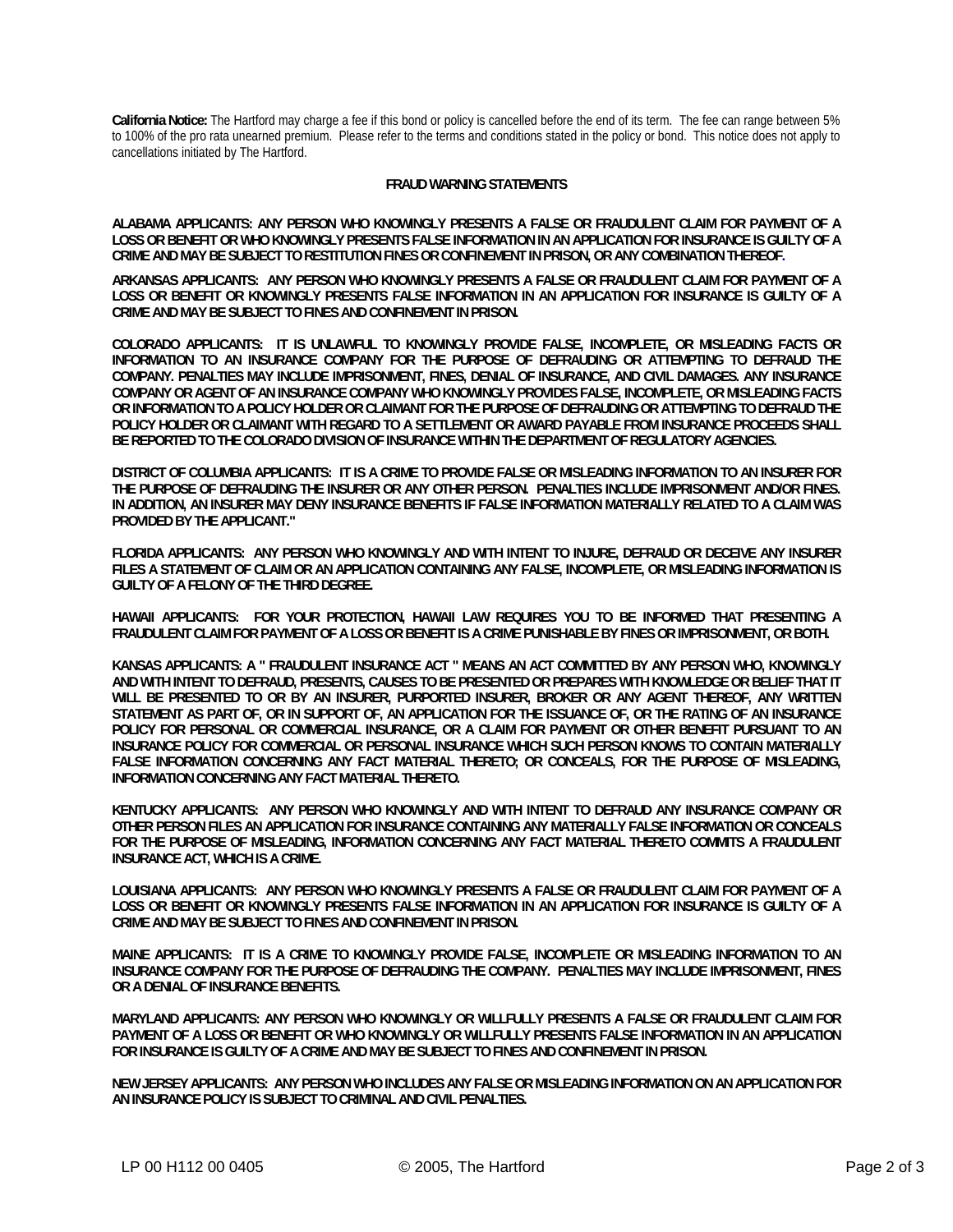**California Notice:** The Hartford may charge a fee if this bond or policy is cancelled before the end of its term. The fee can range between 5% to 100% of the pro rata unearned premium. Please refer to the terms and conditions stated in the policy or bond. This notice does not apply to cancellations initiated by The Hartford.

**FRAUD WARNING STATEMENTS**

**ALABAMA APPLICANTS: ANY PERSON WHO KNOWINGLY PRESENTS A FALSE OR FRAUDULENT CLAIM FOR PAYMENT OF A LOSS OR BENEFIT OR WHO KNOWINGLY PRESENTS FALSE INFORMATION IN AN APPLICATION FOR INSURANCE IS GUILTY OF A CRIME AND MAY BE SUBJECT TO RESTITUTION FINES OR CONFINEMENT IN PRISON, OR ANY COMBINATION THEREOF.**

**ARKANSAS APPLICANTS: ANY PERSON WHO KNOWINGLY PRESENTS A FALSE OR FRAUDULENT CLAIM FOR PAYMENT OF A LOSS OR BENEFIT OR KNOWINGLY PRESENTS FALSE INFORMATION IN AN APPLICATION FOR INSURANCE IS GUILTY OF A CRIME AND MAY BE SUBJECT TO FINES AND CONFINEMENT IN PRISON.**

**COLORADO APPLICANTS: IT IS UNLAWFUL TO KNOWINGLY PROVIDE FALSE, INCOMPLETE, OR MISLEADING FACTS OR INFORMATION TO AN INSURANCE COMPANY FOR THE PURPOSE OF DEFRAUDING OR ATTEMPTING TO DEFRAUD THE COMPANY. PENALTIES MAY INCLUDE IMPRISONMENT, FINES, DENIAL OF INSURANCE, AND CIVIL DAMAGES. ANY INSURANCE COMPANY OR AGENT OF AN INSURANCE COMPANY WHO KNOWINGLY PROVIDES FALSE, INCOMPLETE, OR MISLEADING FACTS OR INFORMATION TO A POLICY HOLDER OR CLAIMANT FOR THE PURPOSE OF DEFRAUDING OR ATTEMPTING TO DEFRAUD THE POLICY HOLDER OR CLAIMANT WITH REGARD TO A SETTLEMENT OR AWARD PAYABLE FROM INSURANCE PROCEEDS SHALL BE REPORTED TO THE COLORADO DIVISION OF INSURANCE WITHIN THE DEPARTMENT OF REGULATORY AGENCIES.**

**DISTRICT OF COLUMBIA APPLICANTS: IT IS A CRIME TO PROVIDE FALSE OR MISLEADING INFORMATION TO AN INSURER FOR THE PURPOSE OF DEFRAUDING THE INSURER OR ANY OTHER PERSON. PENALTIES INCLUDE IMPRISONMENT AND/OR FINES. IN ADDITION, AN INSURER MAY DENY INSURANCE BENEFITS IF FALSE INFORMATION MATERIALLY RELATED TO A CLAIM WAS PROVIDED BY THE APPLICANT."**

**FLORIDA APPLICANTS: ANY PERSON WHO KNOWINGLY AND WITH INTENT TO INJURE, DEFRAUD OR DECEIVE ANY INSURER FILES A STATEMENT OF CLAIM OR AN APPLICATION CONTAINING ANY FALSE, INCOMPLETE, OR MISLEADING INFORMATION IS GUILTY OF A FELONY OF THE THIRD DEGREE.**

**HAWAII APPLICANTS: FOR YOUR PROTECTION, HAWAII LAW REQUIRES YOU TO BE INFORMED THAT PRESENTING A FRAUDULENT CLAIM FOR PAYMENT OF A LOSS OR BENEFIT IS A CRIME PUNISHABLE BY FINES OR IMPRISONMENT, OR BOTH.**

**KANSAS APPLICANTS: A " FRAUDULENT INSURANCE ACT " MEANS AN ACT COMMITTED BY ANY PERSON WHO, KNOWINGLY AND WITH INTENT TO DEFRAUD, PRESENTS, CAUSES TO BE PRESENTED OR PREPARES WITH KNOWLEDGE OR BELIEF THAT IT WILL BE PRESENTED TO OR BY AN INSURER, PURPORTED INSURER, BROKER OR ANY AGENT THEREOF, ANY WRITTEN STATEMENT AS PART OF, OR IN SUPPORT OF, AN APPLICATION FOR THE ISSUANCE OF, OR THE RATING OF AN INSURANCE POLICY FOR PERSONAL OR COMMERCIAL INSURANCE, OR A CLAIM FOR PAYMENT OR OTHER BENEFIT PURSUANT TO AN INSURANCE POLICY FOR COMMERCIAL OR PERSONAL INSURANCE WHICH SUCH PERSON KNOWS TO CONTAIN MATERIALLY FALSE INFORMATION CONCERNING ANY FACT MATERIAL THERETO; OR CONCEALS, FOR THE PURPOSE OF MISLEADING, INFORMATION CONCERNING ANY FACT MATERIAL THERETO.**

**KENTUCKY APPLICANTS: ANY PERSON WHO KNOWINGLY AND WITH INTENT TO DEFRAUD ANY INSURANCE COMPANY OR OTHER PERSON FILES AN APPLICATION FOR INSURANCE CONTAINING ANY MATERIALLY FALSE INFORMATION OR CONCEALS FOR THE PURPOSE OF MISLEADING, INFORMATION CONCERNING ANY FACT MATERIAL THERETO COMMITS A FRAUDULENT INSURANCE ACT, WHICH IS A CRIME.**

**LOUISIANA APPLICANTS: ANY PERSON WHO KNOWINGLY PRESENTS A FALSE OR FRAUDULENT CLAIM FOR PAYMENT OF A LOSS OR BENEFIT OR KNOWINGLY PRESENTS FALSE INFORMATION IN AN APPLICATION FOR INSURANCE IS GUILTY OF A CRIME AND MAY BE SUBJECT TO FINES AND CONFINEMENT IN PRISON.**

**MAINE APPLICANTS: IT IS A CRIME TO KNOWINGLY PROVIDE FALSE, INCOMPLETE OR MISLEADING INFORMATION TO AN INSURANCE COMPANY FOR THE PURPOSE OF DEFRAUDING THE COMPANY. PENALTIES MAY INCLUDE IMPRISONMENT, FINES OR A DENIAL OF INSURANCE BENEFITS.**

**MARYLAND APPLICANTS: ANY PERSON WHO KNOWINGLY OR WILLFULLY PRESENTS A FALSE OR FRAUDULENT CLAIM FOR PAYMENT OF A LOSS OR BENEFIT OR WHO KNOWINGLY OR WILLFULLY PRESENTS FALSE INFORMATION IN AN APPLICATION FOR INSURANCE IS GUILTY OF A CRIME AND MAY BE SUBJECT TO FINES AND CONFINEMENT IN PRISON.**

**NEW JERSEY APPLICANTS: ANY PERSON WHO INCLUDES ANY FALSE OR MISLEADING INFORMATION ON AN APPLICATION FOR AN INSURANCE POLICY IS SUBJECT TO CRIMINAL AND CIVIL PENALTIES.**

LP 00 H112 00 0405 © 2005, The Hartford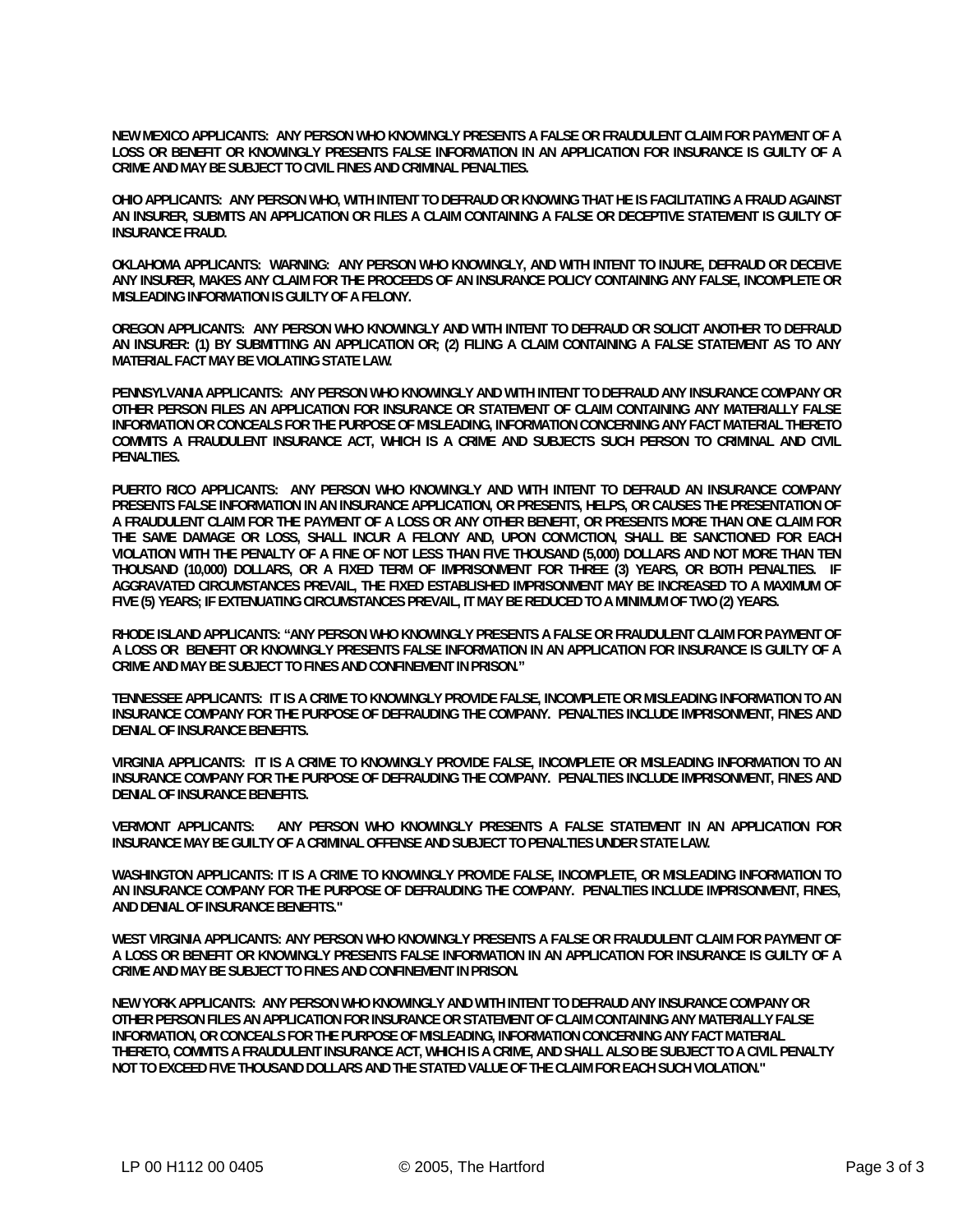**NEW MEXICO APPLICANTS: ANY PERSON WHO KNOWINGLY PRESENTS A FALSE OR FRAUDULENT CLAIM FOR PAYMENT OF A LOSS OR BENEFIT OR KNOWINGLY PRESENTS FALSE INFORMATION IN AN APPLICATION FOR INSURANCE IS GUILTY OF A CRIME AND MAY BE SUBJECT TO CIVIL FINES AND CRIMINAL PENALTIES.**

**OHIO APPLICANTS: ANY PERSON WHO, WITH INTENT TO DEFRAUD OR KNOWING THAT HE IS FACILITATING A FRAUD AGAINST AN INSURER, SUBMITS AN APPLICATION OR FILES A CLAIM CONTAINING A FALSE OR DECEPTIVE STATEMENT IS GUILTY OF INSURANCE FRAUD.**

**OKLAHOMA APPLICANTS: WARNING: ANY PERSON WHO KNOWINGLY, AND WITH INTENT TO INJURE, DEFRAUD OR DECEIVE ANY INSURER, MAKES ANY CLAIM FOR THE PROCEEDS OF AN INSURANCE POLICY CONTAINING ANY FALSE, INCOMPLETE OR MISLEADING INFORMATION IS GUILTY OF A FELONY.**

**OREGON APPLICANTS: ANY PERSON WHO KNOWINGLY AND WITH INTENT TO DEFRAUD OR SOLICIT ANOTHER TO DEFRAUD AN INSURER: (1) BY SUBMITTING AN APPLICATION OR; (2) FILING A CLAIM CONTAINING A FALSE STATEMENT AS TO ANY MATERIAL FACT MAY BE VIOLATING STATE LAW.**

**PENNSYLVANIA APPLICANTS: ANY PERSON WHO KNOWINGLY AND WITH INTENT TO DEFRAUD ANY INSURANCE COMPANY OR OTHER PERSON FILES AN APPLICATION FOR INSURANCE OR STATEMENT OF CLAIM CONTAINING ANY MATERIALLY FALSE INFORMATION OR CONCEALS FOR THE PURPOSE OF MISLEADING, INFORMATION CONCERNING ANY FACT MATERIAL THERETO COMMITS A FRAUDULENT INSURANCE ACT, WHICH IS A CRIME AND SUBJECTS SUCH PERSON TO CRIMINAL AND CIVIL PENALTIES.**

**PUERTO RICO APPLICANTS: ANY PERSON WHO KNOWINGLY AND WITH INTENT TO DEFRAUD AN INSURANCE COMPANY PRESENTS FALSE INFORMATION IN AN INSURANCE APPLICATION, OR PRESENTS, HELPS, OR CAUSES THE PRESENTATION OF A FRAUDULENT CLAIM FOR THE PAYMENT OF A LOSS OR ANY OTHER BENEFIT, OR PRESENTS MORE THAN ONE CLAIM FOR THE SAME DAMAGE OR LOSS, SHALL INCUR A FELONY AND, UPON CONVICTION, SHALL BE SANCTIONED FOR EACH VIOLATION WITH THE PENALTY OF A FINE OF NOT LESS THAN FIVE THOUSAND (5,000) DOLLARS AND NOT MORE THAN TEN THOUSAND (10,000) DOLLARS, OR A FIXED TERM OF IMPRISONMENT FOR THREE (3) YEARS, OR BOTH PENALTIES. IF AGGRAVATED CIRCUMSTANCES PREVAIL, THE FIXED ESTABLISHED IMPRISONMENT MAY BE INCREASED TO A MAXIMUM OF FIVE (5) YEARS; IF EXTENUATING CIRCUMSTANCES PREVAIL, IT MAY BE REDUCED TO A MINIMUM OF TWO (2) YEARS.**

**RHODE ISLAND APPLICANTS: "ANY PERSON WHO KNOWINGLY PRESENTS A FALSE OR FRAUDULENT CLAIM FOR PAYMENT OF A LOSS OR BENEFIT OR KNOWINGLY PRESENTS FALSE INFORMATION IN AN APPLICATION FOR INSURANCE IS GUILTY OF A CRIME AND MAY BE SUBJECT TO FINES AND CONFINEMENT IN PRISON."**

**TENNESSEE APPLICANTS: IT IS A CRIME TO KNOWINGLY PROVIDE FALSE, INCOMPLETE OR MISLEADING INFORMATION TO AN INSURANCE COMPANY FOR THE PURPOSE OF DEFRAUDING THE COMPANY. PENALTIES INCLUDE IMPRISONMENT, FINES AND DENIAL OF INSURANCE BENEFITS.**

**VIRGINIA APPLICANTS: IT IS A CRIME TO KNOWINGLY PROVIDE FALSE, INCOMPLETE OR MISLEADING INFORMATION TO AN INSURANCE COMPANY FOR THE PURPOSE OF DEFRAUDING THE COMPANY. PENALTIES INCLUDE IMPRISONMENT, FINES AND DENIAL OF INSURANCE BENEFITS.**

**VERMONT APPLICANTS: ANY PERSON WHO KNOWINGLY PRESENTS A FALSE STATEMENT IN AN APPLICATION FOR INSURANCE MAY BE GUILTY OF A CRIMINAL OFFENSE AND SUBJECT TO PENALTIES UNDER STATE LAW.**

**WASHINGTON APPLICANTS: IT IS A CRIME TO KNOWINGLY PROVIDE FALSE, INCOMPLETE, OR MISLEADING INFORMATION TO AN INSURANCE COMPANY FOR THE PURPOSE OF DEFRAUDING THE COMPANY. PENALTIES INCLUDE IMPRISONMENT, FINES, AND DENIAL OF INSURANCE BENEFITS."**

**WEST VIRGINIA APPLICANTS: ANY PERSON WHO KNOWINGLY PRESENTS A FALSE OR FRAUDULENT CLAIM FOR PAYMENT OF A LOSS OR BENEFIT OR KNOWINGLY PRESENTS FALSE INFORMATION IN AN APPLICATION FOR INSURANCE IS GUILTY OF A CRIME AND MAY BE SUBJECT TO FINES AND CONFINEMENT IN PRISON.**

**NEW YORK APPLICANTS: ANY PERSON WHO KNOWINGLY AND WITH INTENT TO DEFRAUD ANY INSURANCE COMPANY OR OTHER PERSON FILES AN APPLICATION FOR INSURANCE OR STATEMENT OF CLAIM CONTAINING ANY MATERIALLY FALSE INFORMATION, OR CONCEALS FOR THE PURPOSE OF MISLEADING, INFORMATION CONCERNING ANY FACT MATERIAL THERETO, COMMITS A FRAUDULENT INSURANCE ACT, WHICH IS A CRIME, AND SHALL ALSO BE SUBJECT TO A CIVIL PENALTY NOT TO EXCEED FIVE THOUSAND DOLLARS AND THE STATED VALUE OF THE CLAIM FOR EACH SUCH VIOLATION."**

LP 00 H112 00 0405 © 2005, The Hartford